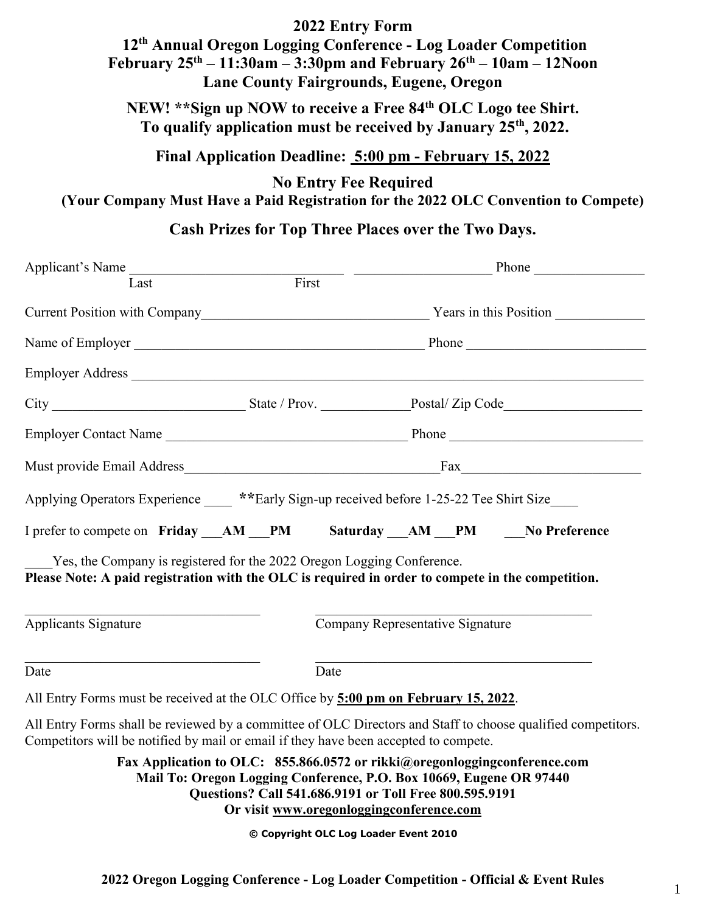# 2022 Entry Form

## 12th Annual Oregon Logging Conference - Log Loader Competition

## February 25th – 11:30am – 3:30pm and February 26th – 10am – 12Noon

## Lane County Fairgrounds, Eugene, Oregon

**NEW! \*\*Sign up NOW to receive a Free 84th OLC Logo tee Shirt. To qualify application must be received by January 25th, 2022.**

**Final Application Deadline: 5:00 pm - February 15, 2022**

**No Entry Fee Required**
**(Your Company Must Have a Paid Registration for the 2022 OLC Convention to Compete)**

**Cash Prizes for Top Three Places over the Two Days.**

Applicant's Name ______________________________ ____________________ Phone ________________
Last First

Current Position with Company_________________________________ Years in this Position _____________

Name of Employer ___________________________________________ Phone __________________________

Employer Address ___________________________________________________________________________

City ____________________________ State / Prov. _____________Postal/ Zip Code____________________

Employer Contact Name ___________________________________ Phone ____________________________

Must provide Email Address_____________________________________Fax__________________________

Applying Operators Experience ____ **\*\***Early Sign-up received before 1-25-22 Tee Shirt Size____

I prefer to compete on **Friday ___AM ___PM** **Saturday ___AM ___PM** **___No Preference**

____Yes, the Company is registered for the 2022 Oregon Logging Conference.
**Please Note: A paid registration with the OLC is required in order to compete in the competition.**

___________________________________ ___________________________________________
Applicants Signature Company Representative Signature

___________________________________ ___________________________________________
Date Date

All Entry Forms must be received at the OLC Office by **5:00 pm on February 15, 2022**.

All Entry Forms shall be reviewed by a committee of OLC Directors and Staff to choose qualified competitors. Competitors will be notified by mail or email if they have been accepted to compete.

**Fax Application to OLC: 855.866.0572 or rikki@oregonloggingconference.com**
**Mail To: Oregon Logging Conference, P.O. Box 10669, Eugene OR 97440**
**Questions? Call 541.686.9191 or Toll Free 800.595.9191**
**Or visit www.oregonloggingconference.com**

**© Copyright OLC Log Loader Event 2010**

**2022 Oregon Logging Conference - Log Loader Competition - Official & Event Rules**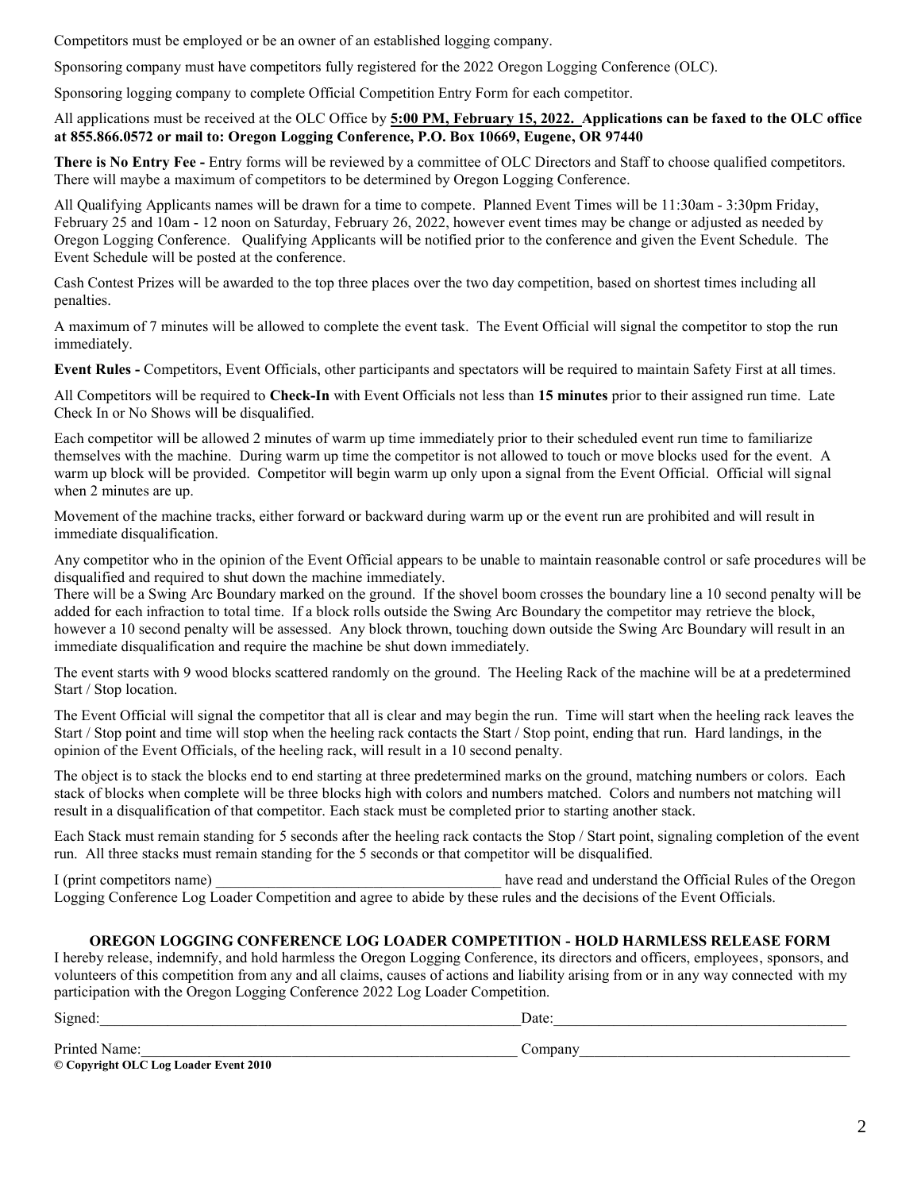Competitors must be employed or be an owner of an established logging company.

Sponsoring company must have competitors fully registered for the 2022 Oregon Logging Conference (OLC).

Sponsoring logging company to complete Official Competition Entry Form for each competitor.

All applications must be received at the OLC Office by **5:00 PM, February 15, 2022. Applications can be faxed to the OLC office at 855.866.0572 or mail to: Oregon Logging Conference, P.O. Box 10669, Eugene, OR 97440**

**There is No Entry Fee -** Entry forms will be reviewed by a committee of OLC Directors and Staff to choose qualified competitors. There will maybe a maximum of competitors to be determined by Oregon Logging Conference.

All Qualifying Applicants names will be drawn for a time to compete. Planned Event Times will be 11:30am - 3:30pm Friday, February 25 and 10am - 12 noon on Saturday, February 26, 2022, however event times may be change or adjusted as needed by Oregon Logging Conference. Qualifying Applicants will be notified prior to the conference and given the Event Schedule. The Event Schedule will be posted at the conference.

Cash Contest Prizes will be awarded to the top three places over the two day competition, based on shortest times including all penalties.

A maximum of 7 minutes will be allowed to complete the event task. The Event Official will signal the competitor to stop the run immediately.

**Event Rules -** Competitors, Event Officials, other participants and spectators will be required to maintain Safety First at all times.

All Competitors will be required to **Check-In** with Event Officials not less than **15 minutes** prior to their assigned run time. Late Check In or No Shows will be disqualified.

Each competitor will be allowed 2 minutes of warm up time immediately prior to their scheduled event run time to familiarize themselves with the machine. During warm up time the competitor is not allowed to touch or move blocks used for the event. A warm up block will be provided. Competitor will begin warm up only upon a signal from the Event Official. Official will signal when 2 minutes are up.

Movement of the machine tracks, either forward or backward during warm up or the event run are prohibited and will result in immediate disqualification.

Any competitor who in the opinion of the Event Official appears to be unable to maintain reasonable control or safe procedures will be disqualified and required to shut down the machine immediately.
There will be a Swing Arc Boundary marked on the ground. If the shovel boom crosses the boundary line a 10 second penalty will be added for each infraction to total time. If a block rolls outside the Swing Arc Boundary the competitor may retrieve the block, however a 10 second penalty will be assessed. Any block thrown, touching down outside the Swing Arc Boundary will result in an immediate disqualification and require the machine be shut down immediately.

The event starts with 9 wood blocks scattered randomly on the ground. The Heeling Rack of the machine will be at a predetermined Start / Stop location.

The Event Official will signal the competitor that all is clear and may begin the run. Time will start when the heeling rack leaves the Start / Stop point and time will stop when the heeling rack contacts the Start / Stop point, ending that run. Hard landings, in the opinion of the Event Officials, of the heeling rack, will result in a 10 second penalty.

The object is to stack the blocks end to end starting at three predetermined marks on the ground, matching numbers or colors. Each stack of blocks when complete will be three blocks high with colors and numbers matched. Colors and numbers not matching will result in a disqualification of that competitor. Each stack must be completed prior to starting another stack.

Each Stack must remain standing for 5 seconds after the heeling rack contacts the Stop / Start point, signaling completion of the event run. All three stacks must remain standing for the 5 seconds or that competitor will be disqualified.

I (print competitors name) ______________________________________ have read and understand the Official Rules of the Oregon Logging Conference Log Loader Competition and agree to abide by these rules and the decisions of the Event Officials.

**OREGON LOGGING CONFERENCE LOG LOADER COMPETITION - HOLD HARMLESS RELEASE FORM**

I hereby release, indemnify, and hold harmless the Oregon Logging Conference, its directors and officers, employees, sponsors, and volunteers of this competition from any and all claims, causes of actions and liability arising from or in any way connected with my participation with the Oregon Logging Conference 2022 Log Loader Competition.

Signed:________________________________________________________Date:______________________________________

Printed Name:___________________________________________________ Company_____________________________________

**© Copyright OLC Log Loader Event 2010**